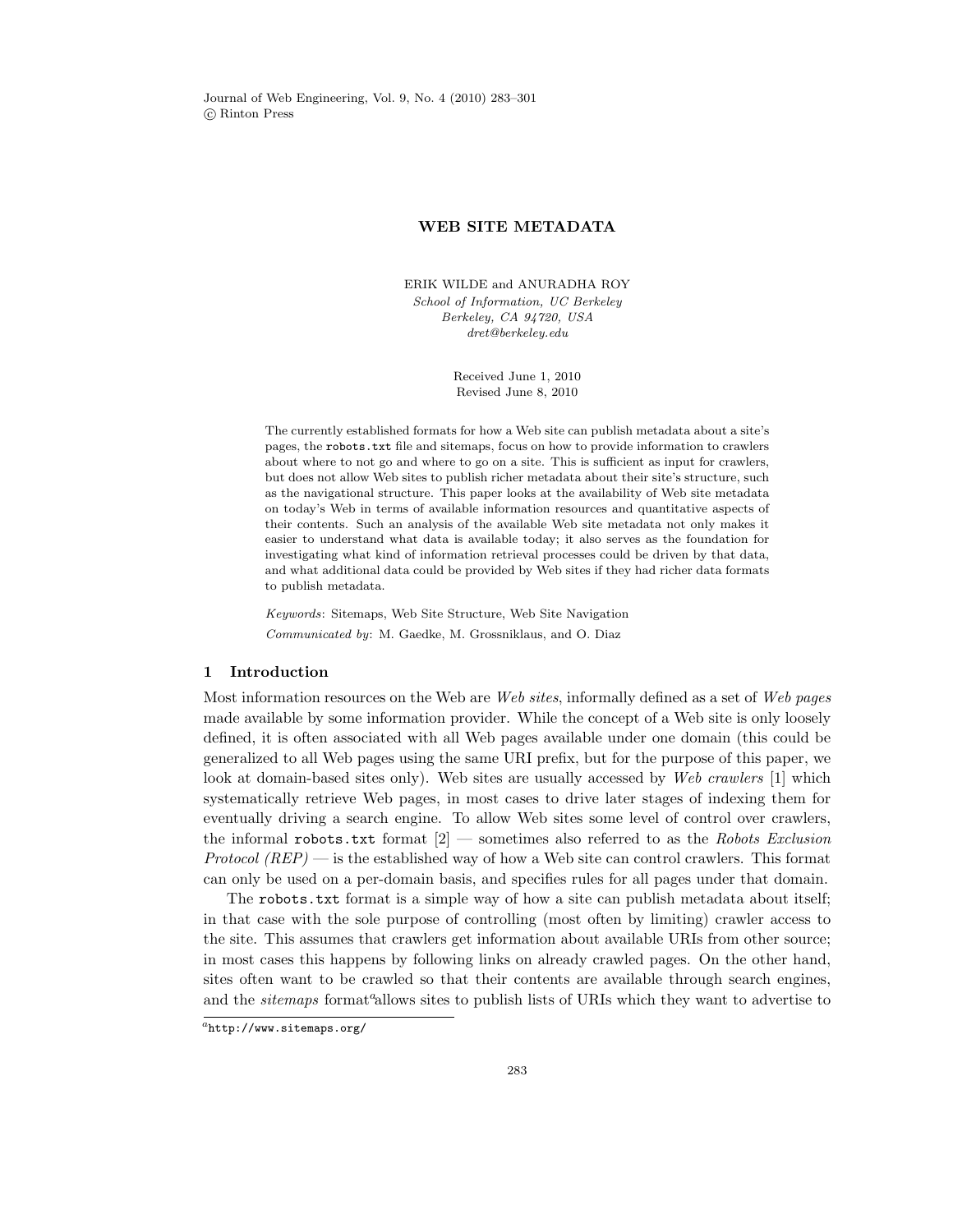# WEB SITE METADATA

ERIK WILDE and ANURADHA ROY

*School of Information, UC Berkeley*
*Berkeley, CA 94720, USA*
*dret@berkeley.edu*

Received June 1, 2010
Revised June 8, 2010

The currently established formats for how a Web site can publish metadata about a site's pages, the `robots.txt` file and sitemaps, focus on how to provide information to crawlers about where to not go and where to go on a site. This is sufficient as input for crawlers, but does not allow Web sites to publish richer metadata about their site's structure, such as the navigational structure. This paper looks at the availability of Web site metadata on today's Web in terms of available information resources and quantitative aspects of their contents. Such an analysis of the available Web site metadata not only makes it easier to understand what data is available today; it also serves as the foundation for investigating what kind of information retrieval processes could be driven by that data, and what additional data could be provided by Web sites if they had richer data formats to publish metadata.

*Keywords*: Sitemaps, Web Site Structure, Web Site Navigation

*Communicated by*: M. Gaedke, M. Grossniklaus, and O. Diaz

## 1 Introduction

Most information resources on the Web are *Web sites*, informally defined as a set of *Web pages* made available by some information provider. While the concept of a Web site is only loosely defined, it is often associated with all Web pages available under one domain (this could be generalized to all Web pages using the same URI prefix, but for the purpose of this paper, we look at domain-based sites only). Web sites are usually accessed by *Web crawlers* [1] which systematically retrieve Web pages, in most cases to drive later stages of indexing them for eventually driving a search engine. To allow Web sites some level of control over crawlers, the informal `robots.txt` format [2] — sometimes also referred to as the *Robots Exclusion Protocol (REP)* — is the established way of how a Web site can control crawlers. This format can only be used on a per-domain basis, and specifies rules for all pages under that domain.

The `robots.txt` format is a simple way of how a site can publish metadata about itself; in that case with the sole purpose of controlling (most often by limiting) crawler access to the site. This assumes that crawlers get information about available URIs from other source; in most cases this happens by following links on already crawled pages. On the other hand, sites often want to be crawled so that their contents are available through search engines, and the *sitemaps* format[a] allows sites to publish lists of URIs which they want to advertise to

[a] `http://www.sitemaps.org/`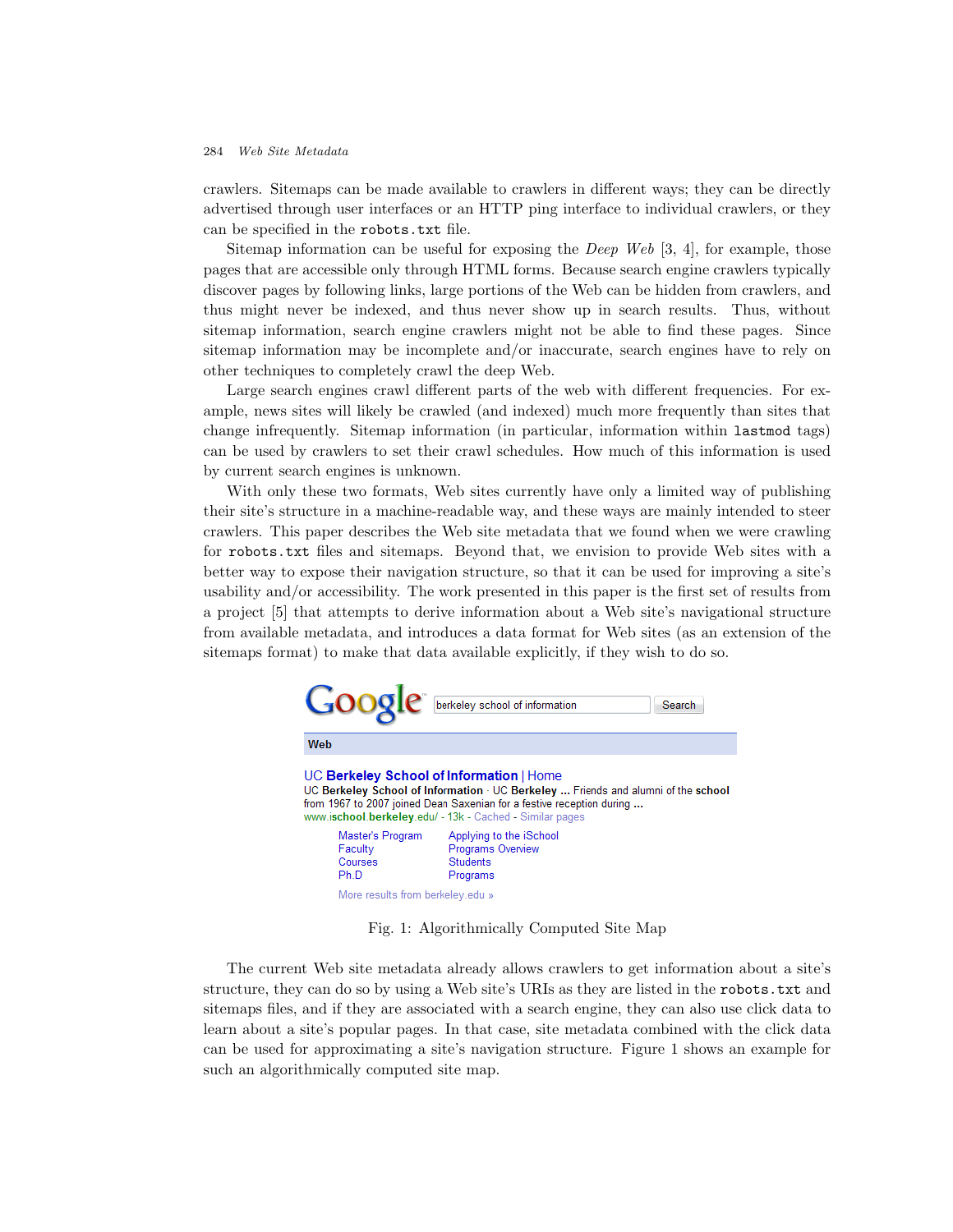crawlers. Sitemaps can be made available to crawlers in different ways; they can be directly advertised through user interfaces or an HTTP ping interface to individual crawlers, or they can be specified in the `robots.txt` file.

Sitemap information can be useful for exposing the *Deep Web* [3, 4], for example, those pages that are accessible only through HTML forms. Because search engine crawlers typically discover pages by following links, large portions of the Web can be hidden from crawlers, and thus might never be indexed, and thus never show up in search results. Thus, without sitemap information, search engine crawlers might not be able to find these pages. Since sitemap information may be incomplete and/or inaccurate, search engines have to rely on other techniques to completely crawl the deep Web.

Large search engines crawl different parts of the web with different frequencies. For example, news sites will likely be crawled (and indexed) much more frequently than sites that change infrequently. Sitemap information (in particular, information within `lastmod` tags) can be used by crawlers to set their crawl schedules. How much of this information is used by current search engines is unknown.

With only these two formats, Web sites currently have only a limited way of publishing their site's structure in a machine-readable way, and these ways are mainly intended to steer crawlers. This paper describes the Web site metadata that we found when we were crawling for `robots.txt` files and sitemaps. Beyond that, we envision to provide Web sites with a better way to expose their navigation structure, so that it can be used for improving a site's usability and/or accessibility. The work presented in this paper is the first set of results from a project [5] that attempts to derive information about a Web site's navigational structure from available metadata, and introduces a data format for Web sites (as an extension of the sitemaps format) to make that data available explicitly, if they wish to do so.

Fig. 1: Algorithmically Computed Site Map

The current Web site metadata already allows crawlers to get information about a site's structure, they can do so by using a Web site's URIs as they are listed in the `robots.txt` and sitemaps files, and if they are associated with a search engine, they can also use click data to learn about a site's popular pages. In that case, site metadata combined with the click data can be used for approximating a site's navigation structure. Figure 1 shows an example for such an algorithmically computed site map.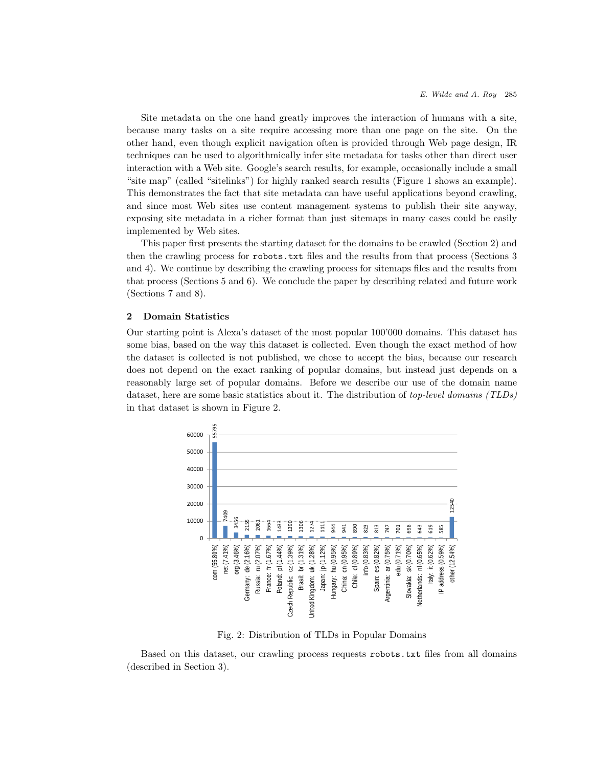Site metadata on the one hand greatly improves the interaction of humans with a site, because many tasks on a site require accessing more than one page on the site. On the other hand, even though explicit navigation often is provided through Web page design, IR techniques can be used to algorithmically infer site metadata for tasks other than direct user interaction with a Web site. Google's search results, for example, occasionally include a small "site map" (called "sitelinks") for highly ranked search results (Figure 1 shows an example). This demonstrates the fact that site metadata can have useful applications beyond crawling, and since most Web sites use content management systems to publish their site anyway, exposing site metadata in a richer format than just sitemaps in many cases could be easily implemented by Web sites.

This paper first presents the starting dataset for the domains to be crawled (Section 2) and then the crawling process for `robots.txt` files and the results from that process (Sections 3 and 4). We continue by describing the crawling process for sitemaps files and the results from that process (Sections 5 and 6). We conclude the paper by describing related and future work (Sections 7 and 8).

## 2 Domain Statistics

Our starting point is Alexa's dataset of the most popular 100'000 domains. This dataset has some bias, based on the way this dataset is collected. Even though the exact method of how the dataset is collected is not published, we chose to accept the bias, because our research does not depend on the exact ranking of popular domains, but instead just depends on a reasonably large set of popular domains. Before we describe our use of the domain name dataset, here are some basic statistics about it. The distribution of *top-level domains (TLDs)* in that dataset is shown in Figure 2.

Fig. 2: Distribution of TLDs in Popular Domains

Based on this dataset, our crawling process requests `robots.txt` files from all domains (described in Section 3).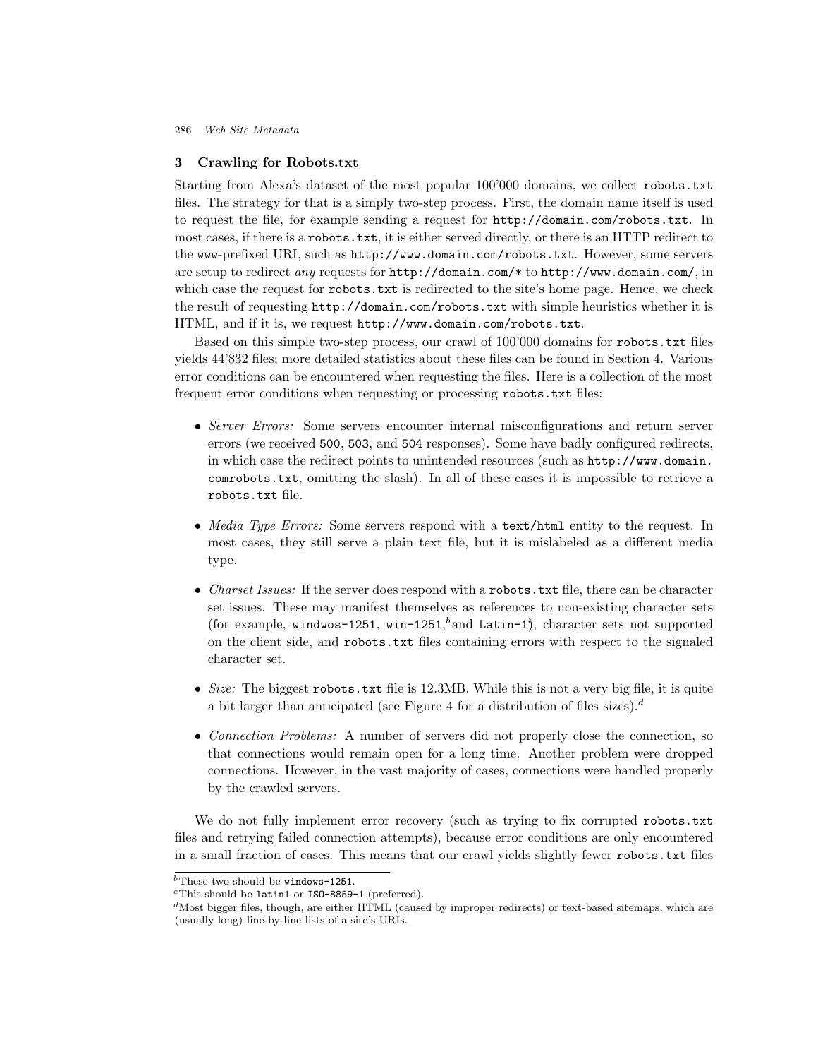## 3 Crawling for Robots.txt

Starting from Alexa's dataset of the most popular 100'000 domains, we collect `robots.txt` files. The strategy for that is a simply two-step process. First, the domain name itself is used to request the file, for example sending a request for `http://domain.com/robots.txt`. In most cases, if there is a `robots.txt`, it is either served directly, or there is an HTTP redirect to the `www`-prefixed URI, such as `http://www.domain.com/robots.txt`. However, some servers are setup to redirect *any* requests for `http://domain.com/*` to `http://www.domain.com/`, in which case the request for `robots.txt` is redirected to the site's home page. Hence, we check the result of requesting `http://domain.com/robots.txt` with simple heuristics whether it is HTML, and if it is, we request `http://www.domain.com/robots.txt`.

Based on this simple two-step process, our crawl of 100'000 domains for `robots.txt` files yields 44'832 files; more detailed statistics about these files can be found in Section 4. Various error conditions can be encountered when requesting the files. Here is a collection of the most frequent error conditions when requesting or processing `robots.txt` files:

- *Server Errors:* Some servers encounter internal misconfigurations and return server errors (we received `500`, `503`, and `504` responses). Some have badly configured redirects, in which case the redirect points to unintended resources (such as `http://www.domain.comrobots.txt`, omitting the slash). In all of these cases it is impossible to retrieve a `robots.txt` file.
- *Media Type Errors:* Some servers respond with a `text/html` entity to the request. In most cases, they still serve a plain text file, but it is mislabeled as a different media type.
- *Charset Issues:* If the server does respond with a `robots.txt` file, there can be character set issues. These may manifest themselves as references to non-existing character sets (for example, `windwos-1251`, `win-1251`,[b] and `Latin-1`[c]), character sets not supported on the client side, and `robots.txt` files containing errors with respect to the signaled character set.
- *Size:* The biggest `robots.txt` file is 12.3MB. While this is not a very big file, it is quite a bit larger than anticipated (see Figure 4 for a distribution of files sizes).[d]
- *Connection Problems:* A number of servers did not properly close the connection, so that connections would remain open for a long time. Another problem were dropped connections. However, in the vast majority of cases, connections were handled properly by the crawled servers.

We do not fully implement error recovery (such as trying to fix corrupted `robots.txt` files and retrying failed connection attempts), because error conditions are only encountered in a small fraction of cases. This means that our crawl yields slightly fewer `robots.txt` files

[b] These two should be `windows-1251`.

[c] This should be `latin1` or `ISO-8859-1` (preferred).

[d] Most bigger files, though, are either HTML (caused by improper redirects) or text-based sitemaps, which are (usually long) line-by-line lists of a site's URIs.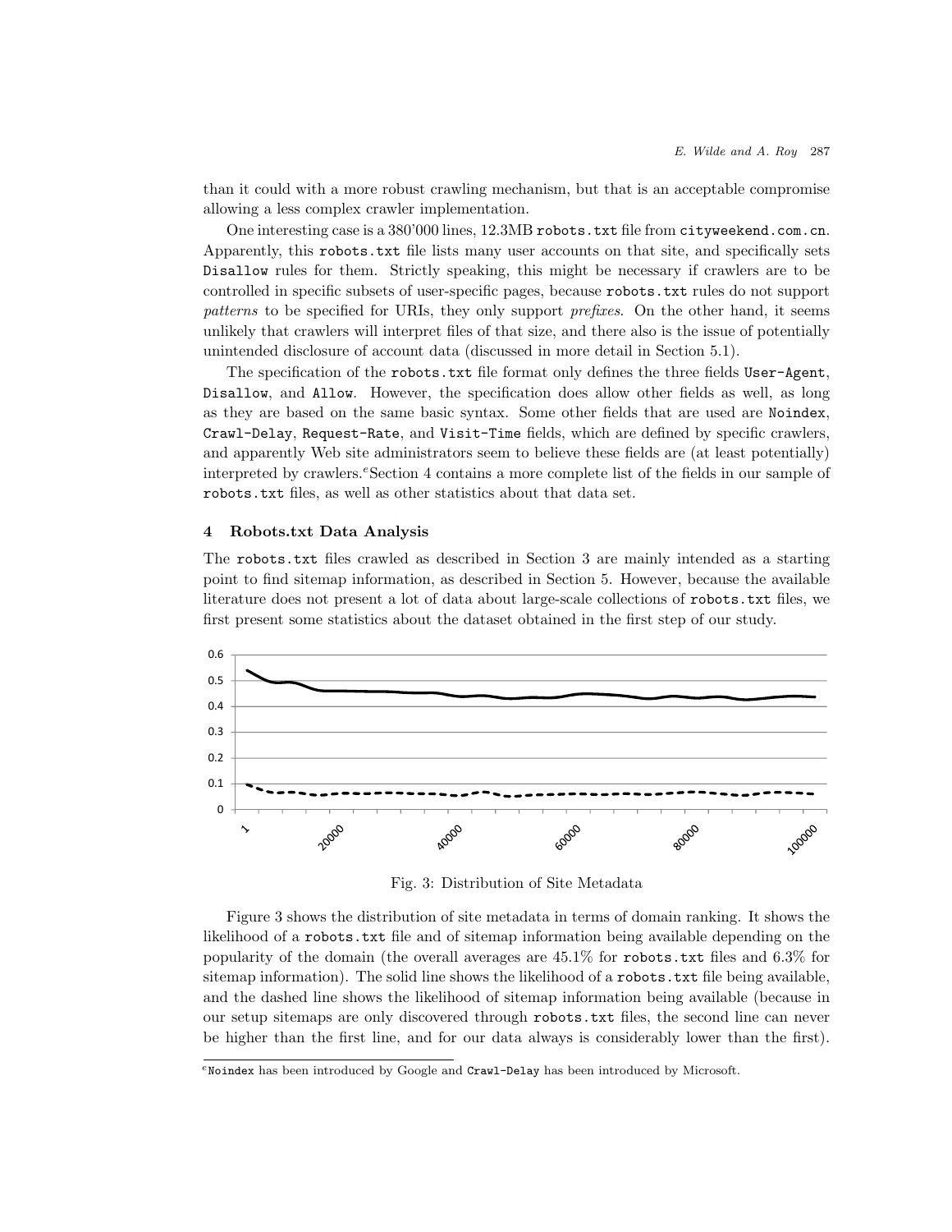than it could with a more robust crawling mechanism, but that is an acceptable compromise allowing a less complex crawler implementation.

One interesting case is a 380'000 lines, 12.3MB `robots.txt` file from `cityweekend.com.cn`. Apparently, this `robots.txt` file lists many user accounts on that site, and specifically sets `Disallow` rules for them. Strictly speaking, this might be necessary if crawlers are to be controlled in specific subsets of user-specific pages, because `robots.txt` rules do not support *patterns* to be specified for URIs, they only support *prefixes*. On the other hand, it seems unlikely that crawlers will interpret files of that size, and there also is the issue of potentially unintended disclosure of account data (discussed in more detail in Section 5.1).

The specification of the `robots.txt` file format only defines the three fields `User-Agent`, `Disallow`, and `Allow`. However, the specification does allow other fields as well, as long as they are based on the same basic syntax. Some other fields that are used are `Noindex`, `Crawl-Delay`, `Request-Rate`, and `Visit-Time` fields, which are defined by specific crawlers, and apparently Web site administrators seem to believe these fields are (at least potentially) interpreted by crawlers.[e] Section 4 contains a more complete list of the fields in our sample of `robots.txt` files, as well as other statistics about that data set.

## 4 Robots.txt Data Analysis

The `robots.txt` files crawled as described in Section 3 are mainly intended as a starting point to find sitemap information, as described in Section 5. However, because the available literature does not present a lot of data about large-scale collections of `robots.txt` files, we first present some statistics about the dataset obtained in the first step of our study.

Fig. 3: Distribution of Site Metadata

Figure 3 shows the distribution of site metadata in terms of domain ranking. It shows the likelihood of a `robots.txt` file and of sitemap information being available depending on the popularity of the domain (the overall averages are 45.1% for `robots.txt` files and 6.3% for sitemap information). The solid line shows the likelihood of a `robots.txt` file being available, and the dashed line shows the likelihood of sitemap information being available (because in our setup sitemaps are only discovered through `robots.txt` files, the second line can never be higher than the first line, and for our data always is considerably lower than the first).

[e] `Noindex` has been introduced by Google and `Crawl-Delay` has been introduced by Microsoft.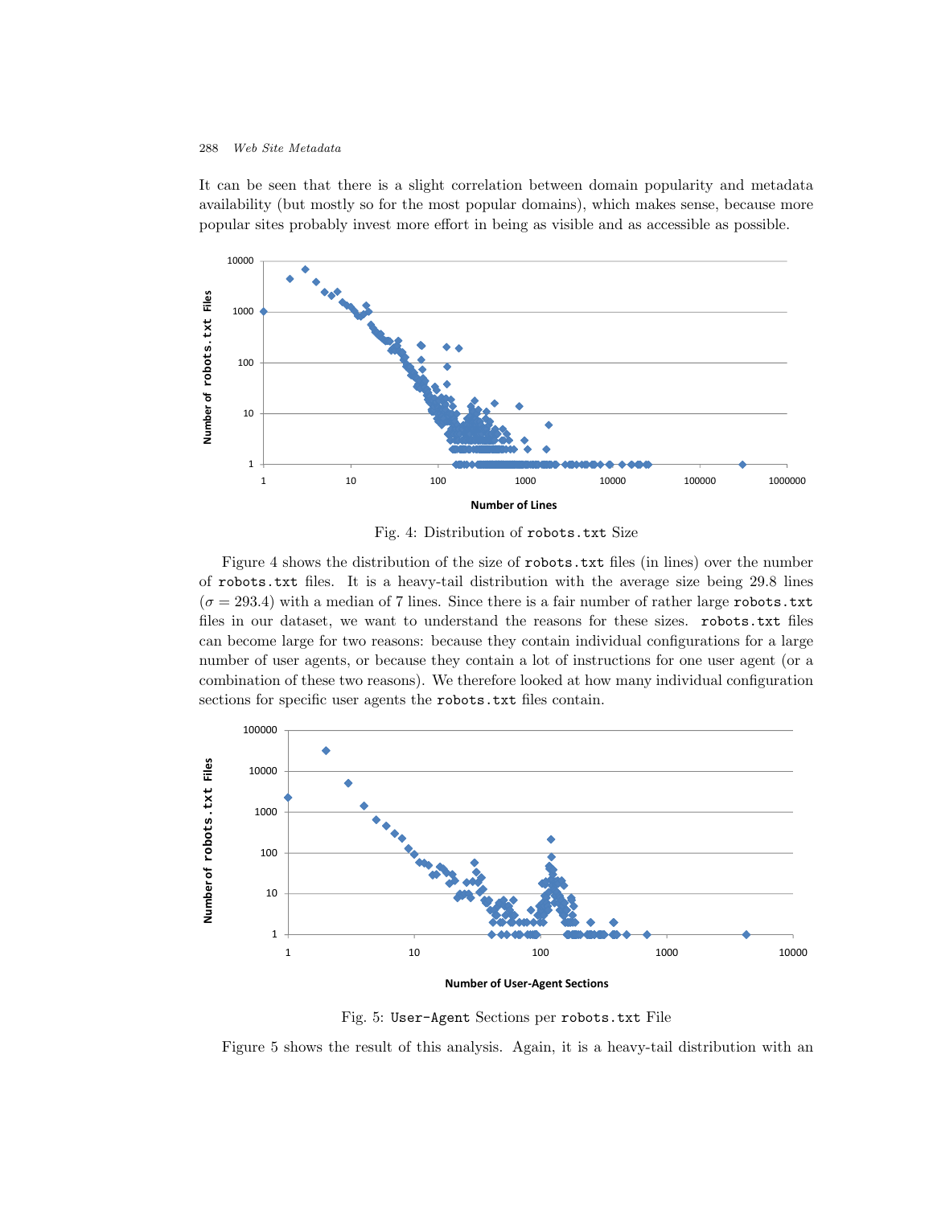It can be seen that there is a slight correlation between domain popularity and metadata availability (but mostly so for the most popular domains), which makes sense, because more popular sites probably invest more effort in being as visible and as accessible as possible.

Fig. 4: Distribution of `robots.txt` Size

Figure 4 shows the distribution of the size of `robots.txt` files (in lines) over the number of `robots.txt` files. It is a heavy-tail distribution with the average size being 29.8 lines ($\sigma = 293.4$) with a median of 7 lines. Since there is a fair number of rather large `robots.txt` files in our dataset, we want to understand the reasons for these sizes. `robots.txt` files can become large for two reasons: because they contain individual configurations for a large number of user agents, or because they contain a lot of instructions for one user agent (or a combination of these two reasons). We therefore looked at how many individual configuration sections for specific user agents the `robots.txt` files contain.

Fig. 5: `User-Agent` Sections per `robots.txt` File

Figure 5 shows the result of this analysis. Again, it is a heavy-tail distribution with an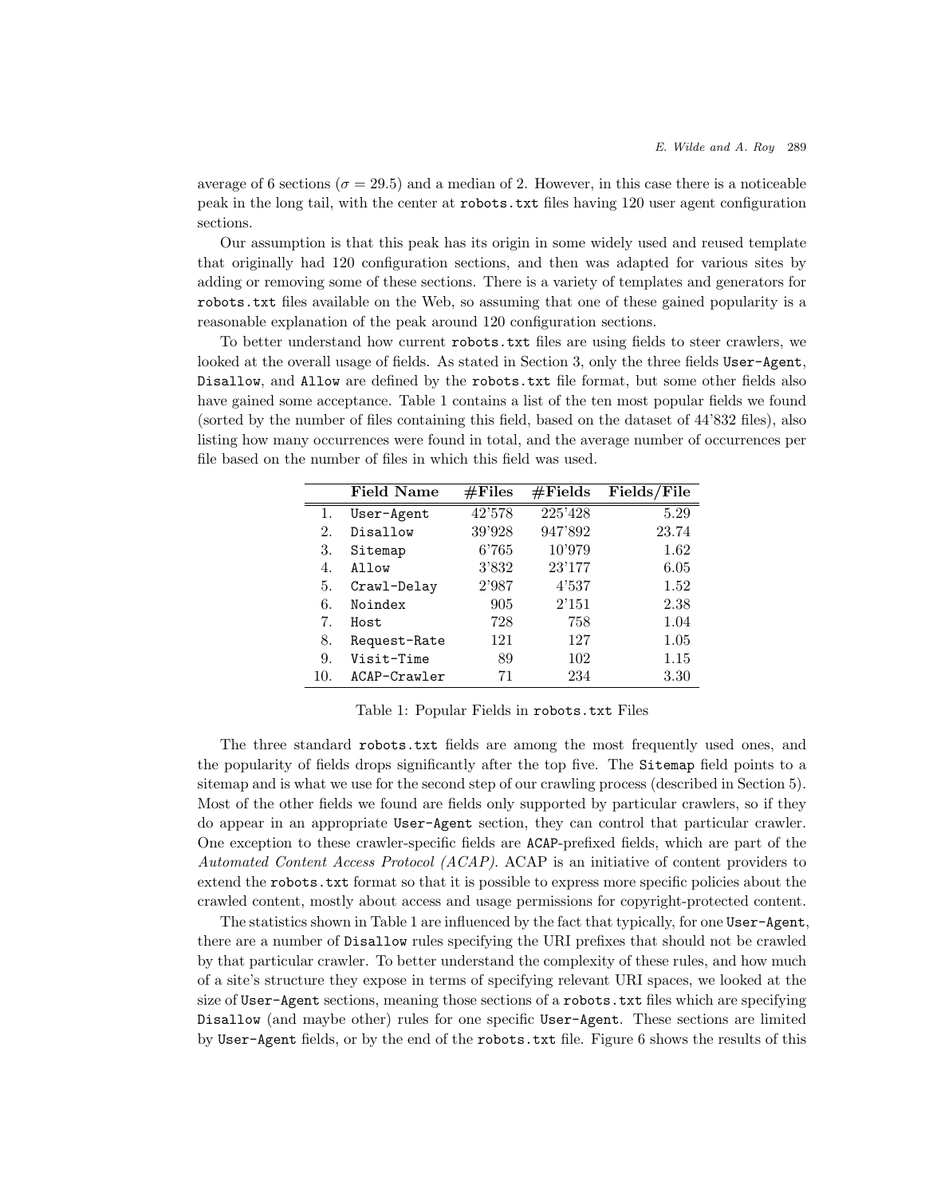average of 6 sections ($\sigma = 29.5$) and a median of 2. However, in this case there is a noticeable peak in the long tail, with the center at `robots.txt` files having 120 user agent configuration sections.

Our assumption is that this peak has its origin in some widely used and reused template that originally had 120 configuration sections, and then was adapted for various sites by adding or removing some of these sections. There is a variety of templates and generators for `robots.txt` files available on the Web, so assuming that one of these gained popularity is a reasonable explanation of the peak around 120 configuration sections.

To better understand how current `robots.txt` files are using fields to steer crawlers, we looked at the overall usage of fields. As stated in Section 3, only the three fields `User-Agent`, `Disallow`, and `Allow` are defined by the `robots.txt` file format, but some other fields also have gained some acceptance. Table 1 contains a list of the ten most popular fields we found (sorted by the number of files containing this field, based on the dataset of 44'832 files), also listing how many occurrences were found in total, and the average number of occurrences per file based on the number of files in which this field was used.

| | Field Name | #Files | #Fields | Fields/File |
|---|---|---|---|---|
| 1. | `User-Agent` | 42'578 | 225'428 | 5.29 |
| 2. | `Disallow` | 39'928 | 947'892 | 23.74 |
| 3. | `Sitemap` | 6'765 | 10'979 | 1.62 |
| 4. | `Allow` | 3'832 | 23'177 | 6.05 |
| 5. | `Crawl-Delay` | 2'987 | 4'537 | 1.52 |
| 6. | `Noindex` | 905 | 2'151 | 2.38 |
| 7. | `Host` | 728 | 758 | 1.04 |
| 8. | `Request-Rate` | 121 | 127 | 1.05 |
| 9. | `Visit-Time` | 89 | 102 | 1.15 |
| 10. | `ACAP-Crawler` | 71 | 234 | 3.30 |

Table 1: Popular Fields in `robots.txt` Files

The three standard `robots.txt` fields are among the most frequently used ones, and the popularity of fields drops significantly after the top five. The `Sitemap` field points to a sitemap and is what we use for the second step of our crawling process (described in Section 5). Most of the other fields we found are fields only supported by particular crawlers, so if they do appear in an appropriate `User-Agent` section, they can control that particular crawler. One exception to these crawler-specific fields are `ACAP`-prefixed fields, which are part of the *Automated Content Access Protocol (ACAP)*. ACAP is an initiative of content providers to extend the `robots.txt` format so that it is possible to express more specific policies about the crawled content, mostly about access and usage permissions for copyright-protected content.

The statistics shown in Table 1 are influenced by the fact that typically, for one `User-Agent`, there are a number of `Disallow` rules specifying the URI prefixes that should not be crawled by that particular crawler. To better understand the complexity of these rules, and how much of a site's structure they expose in terms of specifying relevant URI spaces, we looked at the size of `User-Agent` sections, meaning those sections of a `robots.txt` files which are specifying `Disallow` (and maybe other) rules for one specific `User-Agent`. These sections are limited by `User-Agent` fields, or by the end of the `robots.txt` file. Figure 6 shows the results of this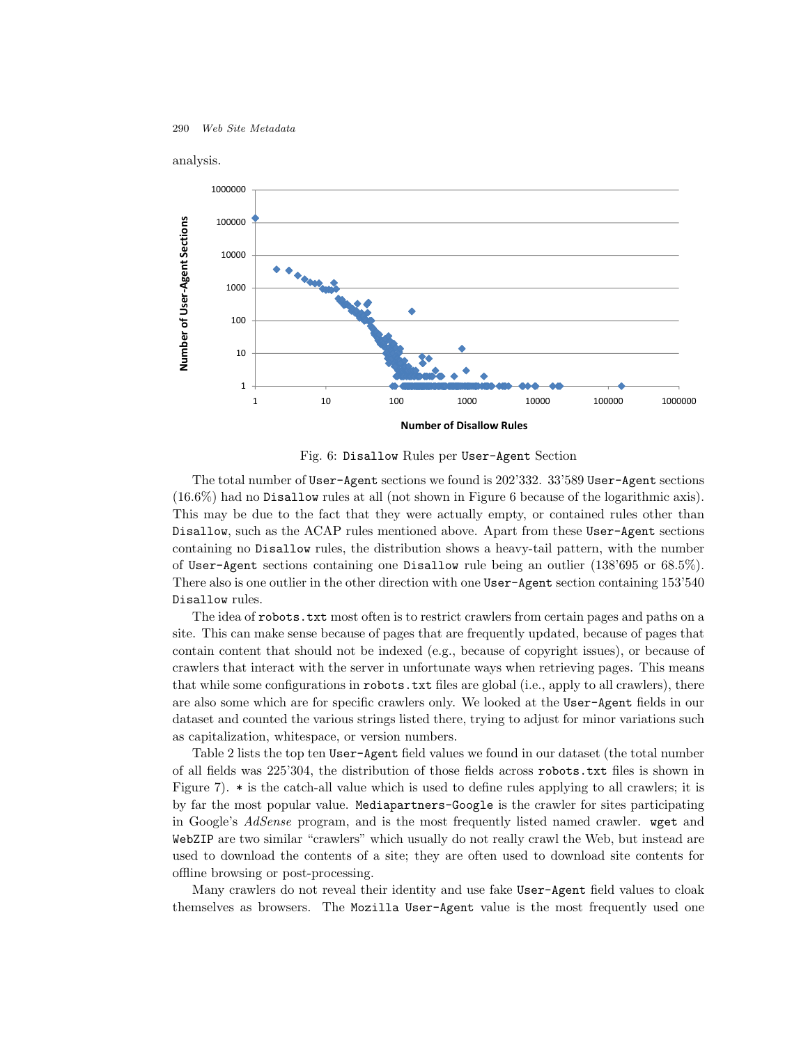analysis.

Fig. 6: `Disallow` Rules per `User-Agent` Section

The total number of `User-Agent` sections we found is 202'332. 33'589 `User-Agent` sections (16.6%) had no `Disallow` rules at all (not shown in Figure 6 because of the logarithmic axis). This may be due to the fact that they were actually empty, or contained rules other than `Disallow`, such as the ACAP rules mentioned above. Apart from these `User-Agent` sections containing no `Disallow` rules, the distribution shows a heavy-tail pattern, with the number of `User-Agent` sections containing one `Disallow` rule being an outlier (138'695 or 68.5%). There also is one outlier in the other direction with one `User-Agent` section containing 153'540 `Disallow` rules.

The idea of `robots.txt` most often is to restrict crawlers from certain pages and paths on a site. This can make sense because of pages that are frequently updated, because of pages that contain content that should not be indexed (e.g., because of copyright issues), or because of crawlers that interact with the server in unfortunate ways when retrieving pages. This means that while some configurations in `robots.txt` files are global (i.e., apply to all crawlers), there are also some which are for specific crawlers only. We looked at the `User-Agent` fields in our dataset and counted the various strings listed there, trying to adjust for minor variations such as capitalization, whitespace, or version numbers.

Table 2 lists the top ten `User-Agent` field values we found in our dataset (the total number of all fields was 225'304, the distribution of those fields across `robots.txt` files is shown in Figure 7). `*` is the catch-all value which is used to define rules applying to all crawlers; it is by far the most popular value. `Mediapartners-Google` is the crawler for sites participating in Google's *AdSense* program, and is the most frequently listed named crawler. `wget` and `WebZIP` are two similar "crawlers" which usually do not really crawl the Web, but instead are used to download the contents of a site; they are often used to download site contents for offline browsing or post-processing.

Many crawlers do not reveal their identity and use fake `User-Agent` field values to cloak themselves as browsers. The `Mozilla` `User-Agent` value is the most frequently used one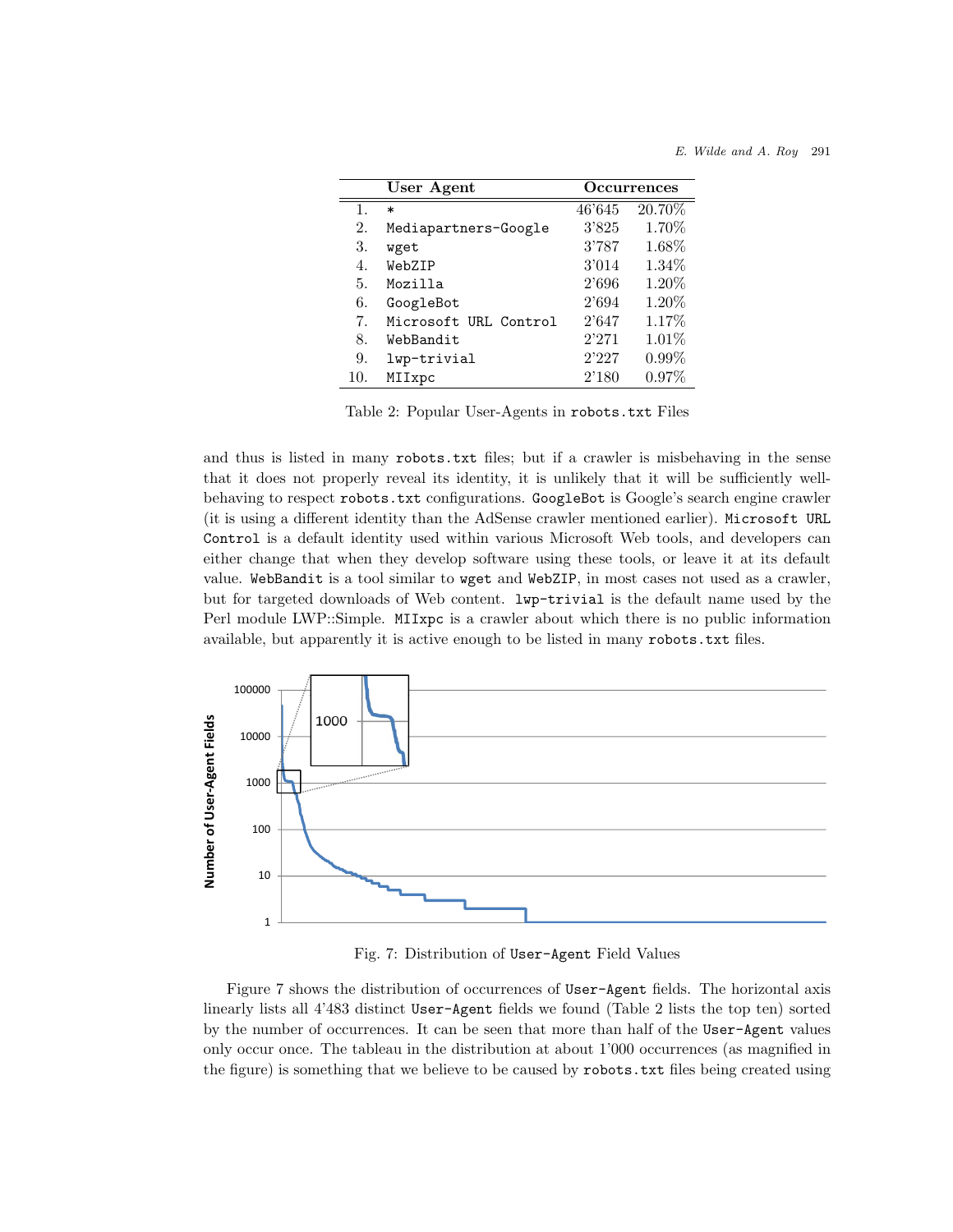|  | User Agent | Occurrences |  |
|---|---|---|---|
| 1. | * | 46'645 | 20.70% |
| 2. | Mediapartners-Google | 3'825 | 1.70% |
| 3. | wget | 3'787 | 1.68% |
| 4. | WebZIP | 3'014 | 1.34% |
| 5. | Mozilla | 2'696 | 1.20% |
| 6. | GoogleBot | 2'694 | 1.20% |
| 7. | Microsoft URL Control | 2'647 | 1.17% |
| 8. | WebBandit | 2'271 | 1.01% |
| 9. | lwp-trivial | 2'227 | 0.99% |
| 10. | MIIxpc | 2'180 | 0.97% |

Table 2: Popular User-Agents in robots.txt Files

and thus is listed in many robots.txt files; but if a crawler is misbehaving in the sense that it does not properly reveal its identity, it is unlikely that it will be sufficiently well-behaving to respect robots.txt configurations. GoogleBot is Google's search engine crawler (it is using a different identity than the AdSense crawler mentioned earlier). Microsoft URL Control is a default identity used within various Microsoft Web tools, and developers can either change that when they develop software using these tools, or leave it at its default value. WebBandit is a tool similar to wget and WebZIP, in most cases not used as a crawler, but for targeted downloads of Web content. lwp-trivial is the default name used by the Perl module LWP::Simple. MIIxpc is a crawler about which there is no public information available, but apparently it is active enough to be listed in many robots.txt files.

Fig. 7: Distribution of User-Agent Field Values

Figure 7 shows the distribution of occurrences of User-Agent fields. The horizontal axis linearly lists all 4'483 distinct User-Agent fields we found (Table 2 lists the top ten) sorted by the number of occurrences. It can be seen that more than half of the User-Agent values only occur once. The tableau in the distribution at about 1'000 occurrences (as magnified in the figure) is something that we believe to be caused by robots.txt files being created using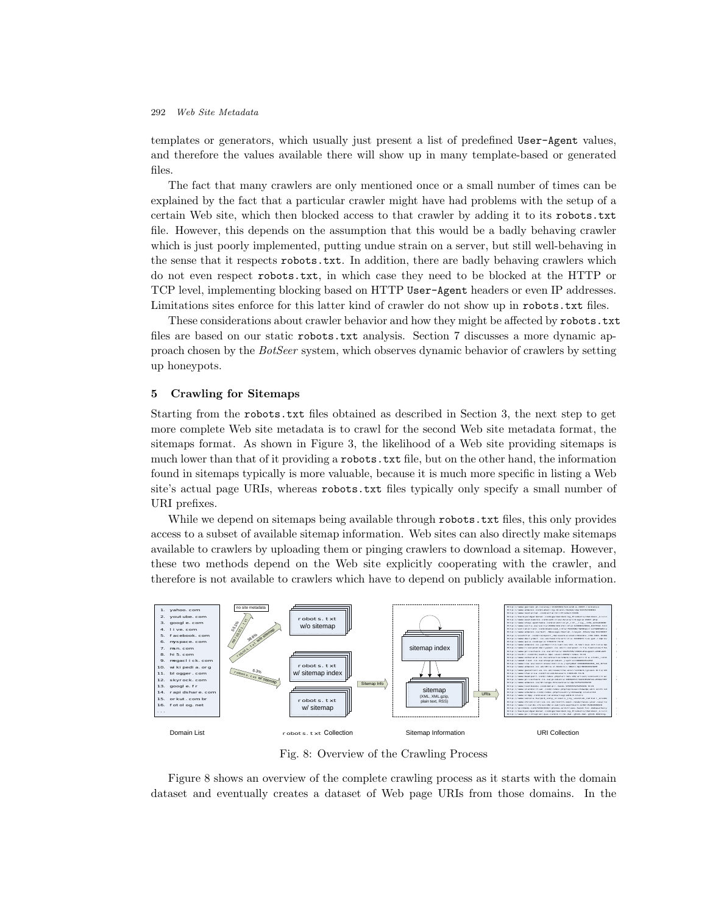templates or generators, which usually just present a list of predefined `User-Agent` values, and therefore the values available there will show up in many template-based or generated files.

The fact that many crawlers are only mentioned once or a small number of times can be explained by the fact that a particular crawler might have had problems with the setup of a certain Web site, which then blocked access to that crawler by adding it to its `robots.txt` file. However, this depends on the assumption that this would be a badly behaving crawler which is just poorly implemented, putting undue strain on a server, but still well-behaving in the sense that it respects `robots.txt`. In addition, there are badly behaving crawlers which do not even respect `robots.txt`, in which case they need to be blocked at the HTTP or TCP level, implementing blocking based on HTTP `User-Agent` headers or even IP addresses. Limitations sites enforce for this latter kind of crawler do not show up in `robots.txt` files.

These considerations about crawler behavior and how they might be affected by `robots.txt` files are based on our static `robots.txt` analysis. Section 7 discusses a more dynamic approach chosen by the *BotSeer* system, which observes dynamic behavior of crawlers by setting up honeypots.

## 5 Crawling for Sitemaps

Starting from the `robots.txt` files obtained as described in Section 3, the next step to get more complete Web site metadata is to crawl for the second Web site metadata format, the sitemaps format. As shown in Figure 3, the likelihood of a Web site providing sitemaps is much lower than that of it providing a `robots.txt` file, but on the other hand, the information found in sitemaps typically is more valuable, because it is much more specific in listing a Web site's actual page URIs, whereas `robots.txt` files typically only specify a small number of URI prefixes.

While we depend on sitemaps being available through `robots.txt` files, this only provides access to a subset of available sitemap information. Web sites can also directly make sitemaps available to crawlers by uploading them or pinging crawlers to download a sitemap. However, these two methods depend on the Web site explicitly cooperating with the crawler, and therefore is not available to crawlers which have to depend on publicly available information.

Fig. 8: Overview of the Crawling Process

Figure 8 shows an overview of the complete crawling process as it starts with the domain dataset and eventually creates a dataset of Web page URIs from those domains. In the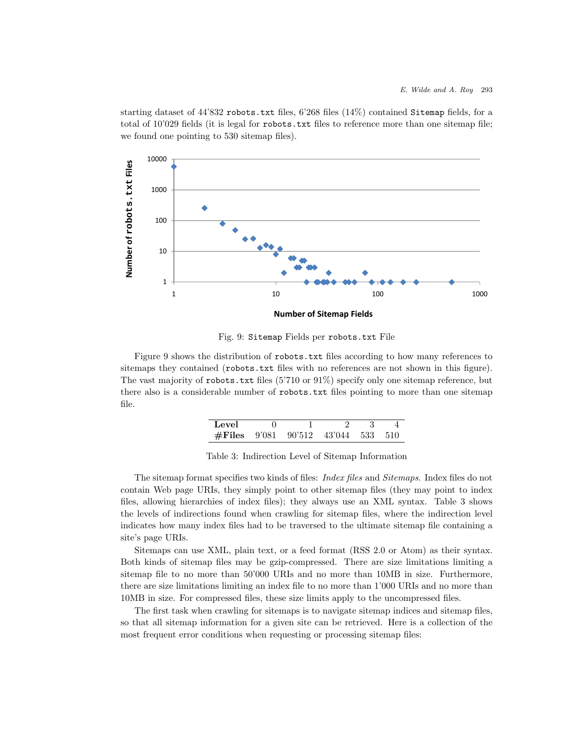starting dataset of 44'832 `robots.txt` files, 6'268 files (14%) contained `Sitemap` fields, for a total of 10'029 fields (it is legal for `robots.txt` files to reference more than one sitemap file; we found one pointing to 530 sitemap files).

Fig. 9: `Sitemap` Fields per `robots.txt` File

Figure 9 shows the distribution of `robots.txt` files according to how many references to sitemaps they contained (`robots.txt` files with no references are not shown in this figure). The vast majority of `robots.txt` files (5'710 or 91%) specify only one sitemap reference, but there also is a considerable number of `robots.txt` files pointing to more than one sitemap file.

| **Level** | 0 | 1 | 2 | 3 | 4 |
|---|---|---|---|---|---|
| **#Files** | 9'081 | 90'512 | 43'044 | 533 | 510 |

Table 3: Indirection Level of Sitemap Information

The sitemap format specifies two kinds of files: *Index files* and *Sitemaps*. Index files do not contain Web page URIs, they simply point to other sitemap files (they may point to index files, allowing hierarchies of index files); they always use an XML syntax. Table 3 shows the levels of indirections found when crawling for sitemap files, where the indirection level indicates how many index files had to be traversed to the ultimate sitemap file containing a site's page URIs.

Sitemaps can use XML, plain text, or a feed format (RSS 2.0 or Atom) as their syntax. Both kinds of sitemap files may be gzip-compressed. There are size limitations limiting a sitemap file to no more than 50'000 URIs and no more than 10MB in size. Furthermore, there are size limitations limiting an index file to no more than 1'000 URIs and no more than 10MB in size. For compressed files, these size limits apply to the uncompressed files.

The first task when crawling for sitemaps is to navigate sitemap indices and sitemap files, so that all sitemap information for a given site can be retrieved. Here is a collection of the most frequent error conditions when requesting or processing sitemap files: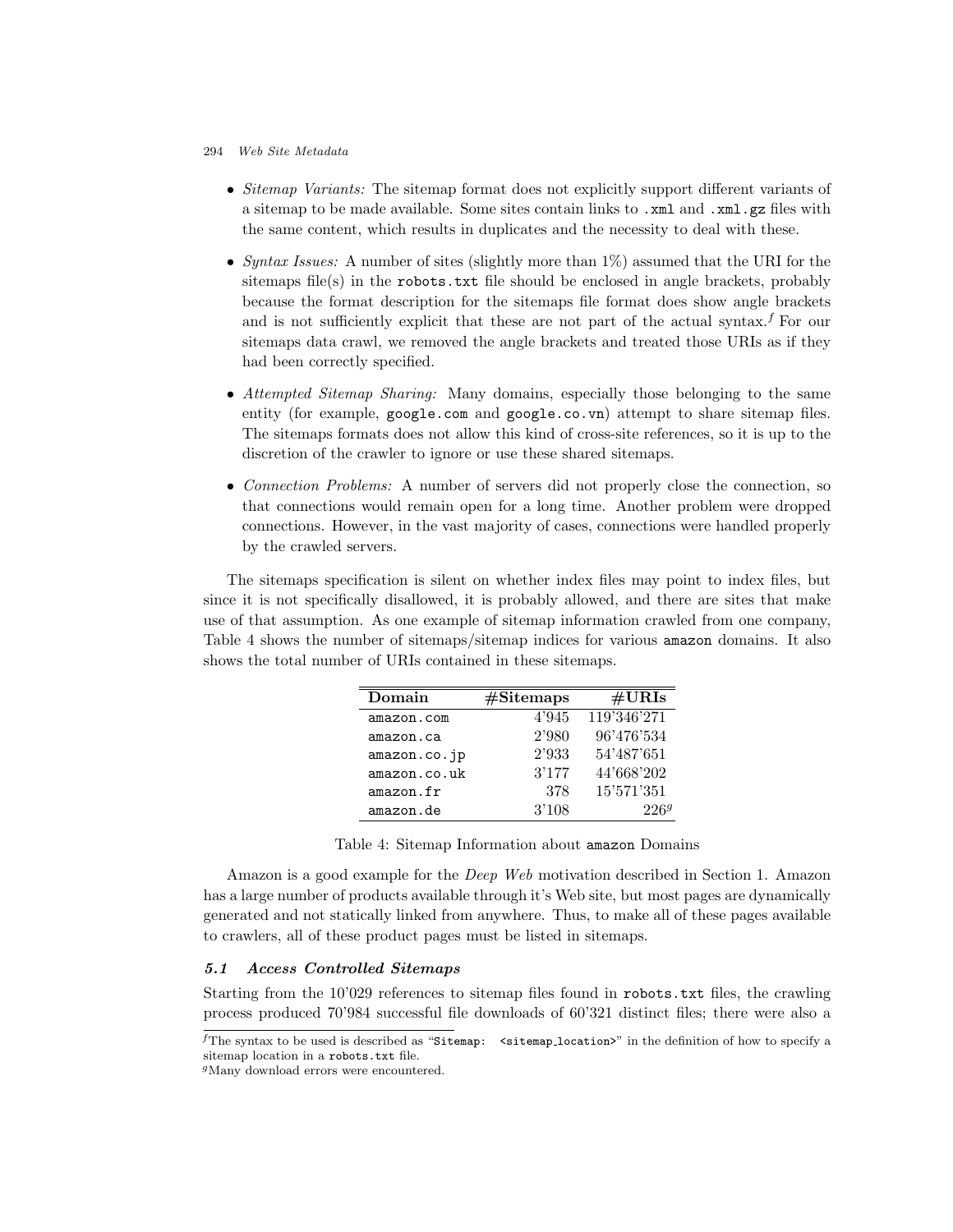- *Sitemap Variants:* The sitemap format does not explicitly support different variants of a sitemap to be made available. Some sites contain links to `.xml` and `.xml.gz` files with the same content, which results in duplicates and the necessity to deal with these.
- *Syntax Issues:* A number of sites (slightly more than 1%) assumed that the URI for the sitemaps file(s) in the `robots.txt` file should be enclosed in angle brackets, probably because the format description for the sitemaps file format does show angle brackets and is not sufficiently explicit that these are not part of the actual syntax.[f] For our sitemaps data crawl, we removed the angle brackets and treated those URIs as if they had been correctly specified.
- *Attempted Sitemap Sharing:* Many domains, especially those belonging to the same entity (for example, `google.com` and `google.co.vn`) attempt to share sitemap files. The sitemaps formats does not allow this kind of cross-site references, so it is up to the discretion of the crawler to ignore or use these shared sitemaps.
- *Connection Problems:* A number of servers did not properly close the connection, so that connections would remain open for a long time. Another problem were dropped connections. However, in the vast majority of cases, connections were handled properly by the crawled servers.

The sitemaps specification is silent on whether index files may point to index files, but since it is not specifically disallowed, it is probably allowed, and there are sites that make use of that assumption. As one example of sitemap information crawled from one company, Table 4 shows the number of sitemaps/sitemap indices for various `amazon` domains. It also shows the total number of URIs contained in these sitemaps.

| Domain | #Sitemaps | #URIs |
|---|---:|---:|
| `amazon.com` | 4'945 | 119'346'271 |
| `amazon.ca` | 2'980 | 96'476'534 |
| `amazon.co.jp` | 2'933 | 54'487'651 |
| `amazon.co.uk` | 3'177 | 44'668'202 |
| `amazon.fr` | 378 | 15'571'351 |
| `amazon.de` | 3'108 | 226[g] |

Table 4: Sitemap Information about `amazon` Domains

Amazon is a good example for the *Deep Web* motivation described in Section 1. Amazon has a large number of products available through it's Web site, but most pages are dynamically generated and not statically linked from anywhere. Thus, to make all of these pages available to crawlers, all of these product pages must be listed in sitemaps.

### *5.1 Access Controlled Sitemaps*

Starting from the 10'029 references to sitemap files found in `robots.txt` files, the crawling process produced 70'984 successful file downloads of 60'321 distinct files; there were also a

[f] The syntax to be used is described as "`Sitemap: <sitemap_location>`" in the definition of how to specify a sitemap location in a `robots.txt` file.

[g] Many download errors were encountered.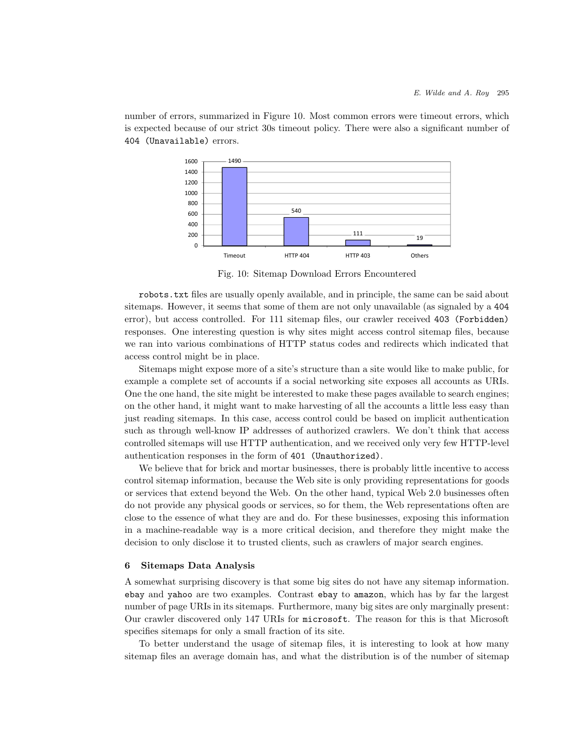number of errors, summarized in Figure 10. Most common errors were timeout errors, which is expected because of our strict 30s timeout policy. There were also a significant number of `404 (Unavailable)` errors.

Fig. 10: Sitemap Download Errors Encountered

`robots.txt` files are usually openly available, and in principle, the same can be said about sitemaps. However, it seems that some of them are not only unavailable (as signaled by a `404` error), but access controlled. For 111 sitemap files, our crawler received `403 (Forbidden)` responses. One interesting question is why sites might access control sitemap files, because we ran into various combinations of HTTP status codes and redirects which indicated that access control might be in place.

Sitemaps might expose more of a site's structure than a site would like to make public, for example a complete set of accounts if a social networking site exposes all accounts as URIs. One the one hand, the site might be interested to make these pages available to search engines; on the other hand, it might want to make harvesting of all the accounts a little less easy than just reading sitemaps. In this case, access control could be based on implicit authentication such as through well-know IP addresses of authorized crawlers. We don't think that access controlled sitemaps will use HTTP authentication, and we received only very few HTTP-level authentication responses in the form of `401 (Unauthorized)`.

We believe that for brick and mortar businesses, there is probably little incentive to access control sitemap information, because the Web site is only providing representations for goods or services that extend beyond the Web. On the other hand, typical Web 2.0 businesses often do not provide any physical goods or services, so for them, the Web representations often are close to the essence of what they are and do. For these businesses, exposing this information in a machine-readable way is a more critical decision, and therefore they might make the decision to only disclose it to trusted clients, such as crawlers of major search engines.

## 6 Sitemaps Data Analysis

A somewhat surprising discovery is that some big sites do not have any sitemap information. `ebay` and `yahoo` are two examples. Contrast `ebay` to `amazon`, which has by far the largest number of page URIs in its sitemaps. Furthermore, many big sites are only marginally present: Our crawler discovered only 147 URIs for `microsoft`. The reason for this is that Microsoft specifies sitemaps for only a small fraction of its site.

To better understand the usage of sitemap files, it is interesting to look at how many sitemap files an average domain has, and what the distribution is of the number of sitemap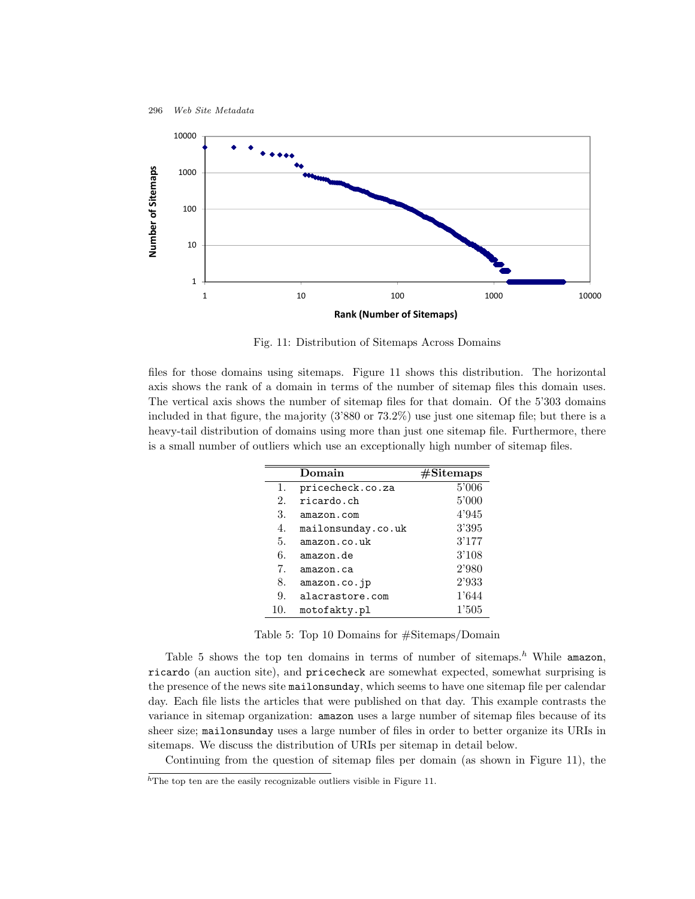Fig. 11: Distribution of Sitemaps Across Domains

files for those domains using sitemaps. Figure 11 shows this distribution. The horizontal axis shows the rank of a domain in terms of the number of sitemap files this domain uses. The vertical axis shows the number of sitemap files for that domain. Of the 5'303 domains included in that figure, the majority (3'880 or 73.2%) use just one sitemap file; but there is a heavy-tail distribution of domains using more than just one sitemap file. Furthermore, there is a small number of outliers which use an exceptionally high number of sitemap files.

| | Domain | #Sitemaps |
|---|---|---|
| 1. | `pricecheck.co.za` | 5'006 |
| 2. | `ricardo.ch` | 5'000 |
| 3. | `amazon.com` | 4'945 |
| 4. | `mailonsunday.co.uk` | 3'395 |
| 5. | `amazon.co.uk` | 3'177 |
| 6. | `amazon.de` | 3'108 |
| 7. | `amazon.ca` | 2'980 |
| 8. | `amazon.co.jp` | 2'933 |
| 9. | `alacrastore.com` | 1'644 |
| 10. | `motofakty.pl` | 1'505 |

Table 5: Top 10 Domains for #Sitemaps/Domain

Table 5 shows the top ten domains in terms of number of sitemaps.[h] While `amazon`, `ricardo` (an auction site), and `pricecheck` are somewhat expected, somewhat surprising is the presence of the news site `mailonsunday`, which seems to have one sitemap file per calendar day. Each file lists the articles that were published on that day. This example contrasts the variance in sitemap organization: `amazon` uses a large number of sitemap files because of its sheer size; `mailonsunday` uses a large number of files in order to better organize its URIs in sitemaps. We discuss the distribution of URIs per sitemap in detail below.

Continuing from the question of sitemap files per domain (as shown in Figure 11), the

[h]The top ten are the easily recognizable outliers visible in Figure 11.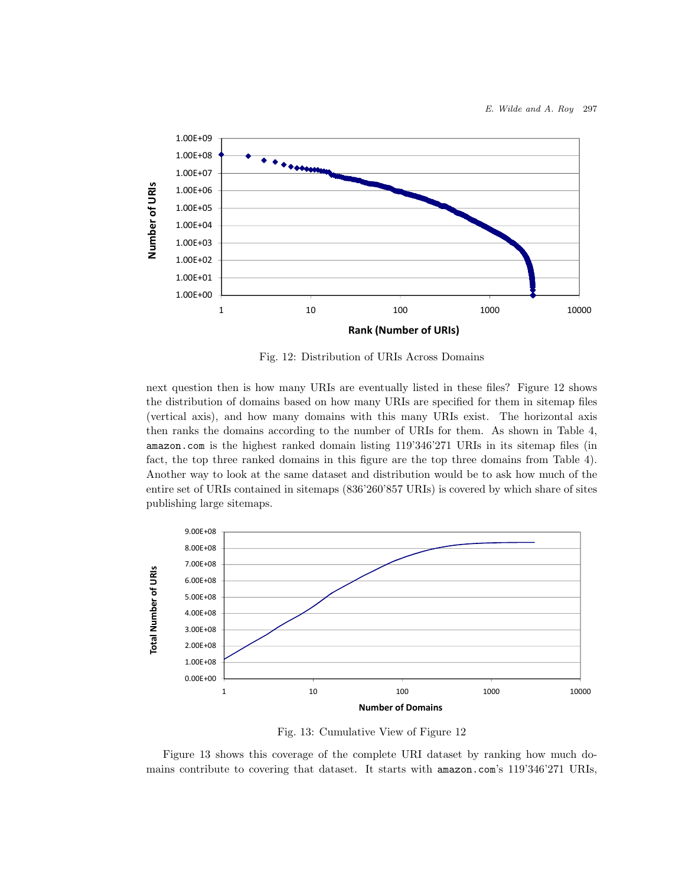Fig. 12: Distribution of URIs Across Domains

next question then is how many URIs are eventually listed in these files? Figure 12 shows the distribution of domains based on how many URIs are specified for them in sitemap files (vertical axis), and how many domains with this many URIs exist. The horizontal axis then ranks the domains according to the number of URIs for them. As shown in Table 4, `amazon.com` is the highest ranked domain listing 119'346'271 URIs in its sitemap files (in fact, the top three ranked domains in this figure are the top three domains from Table 4). Another way to look at the same dataset and distribution would be to ask how much of the entire set of URIs contained in sitemaps (836'260'857 URIs) is covered by which share of sites publishing large sitemaps.

Fig. 13: Cumulative View of Figure 12

Figure 13 shows this coverage of the complete URI dataset by ranking how much domains contribute to covering that dataset. It starts with `amazon.com`'s 119'346'271 URIs,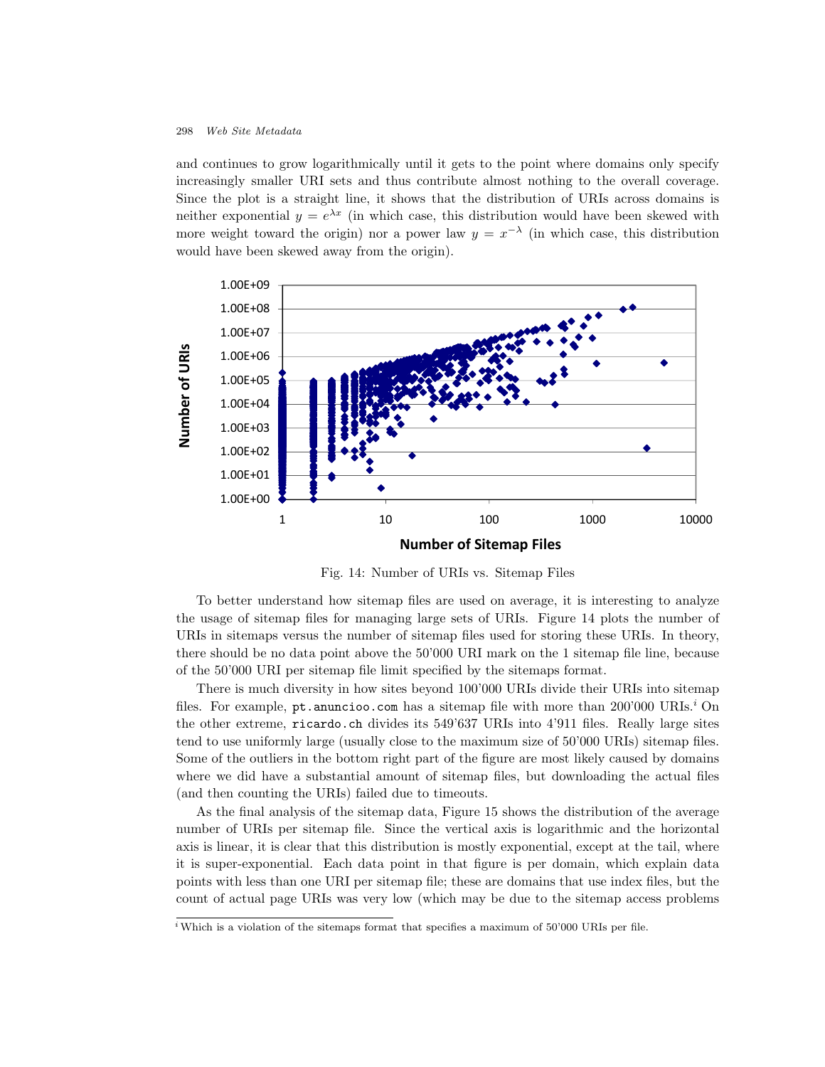and continues to grow logarithmically until it gets to the point where domains only specify increasingly smaller URI sets and thus contribute almost nothing to the overall coverage. Since the plot is a straight line, it shows that the distribution of URIs across domains is neither exponential $y = e^{\lambda x}$ (in which case, this distribution would have been skewed with more weight toward the origin) nor a power law $y = x^{-\lambda}$ (in which case, this distribution would have been skewed away from the origin).

Fig. 14: Number of URIs vs. Sitemap Files

To better understand how sitemap files are used on average, it is interesting to analyze the usage of sitemap files for managing large sets of URIs. Figure 14 plots the number of URIs in sitemaps versus the number of sitemap files used for storing these URIs. In theory, there should be no data point above the 50'000 URI mark on the 1 sitemap file line, because of the 50'000 URI per sitemap file limit specified by the sitemaps format.

There is much diversity in how sites beyond 100'000 URIs divide their URIs into sitemap files. For example, `pt.anuncioo.com` has a sitemap file with more than 200'000 URIs.[i] On the other extreme, `ricardo.ch` divides its 549'637 URIs into 4'911 files. Really large sites tend to use uniformly large (usually close to the maximum size of 50'000 URIs) sitemap files. Some of the outliers in the bottom right part of the figure are most likely caused by domains where we did have a substantial amount of sitemap files, but downloading the actual files (and then counting the URIs) failed due to timeouts.

As the final analysis of the sitemap data, Figure 15 shows the distribution of the average number of URIs per sitemap file. Since the vertical axis is logarithmic and the horizontal axis is linear, it is clear that this distribution is mostly exponential, except at the tail, where it is super-exponential. Each data point in that figure is per domain, which explain data points with less than one URI per sitemap file; these are domains that use index files, but the count of actual page URIs was very low (which may be due to the sitemap access problems

[i] Which is a violation of the sitemaps format that specifies a maximum of 50'000 URIs per file.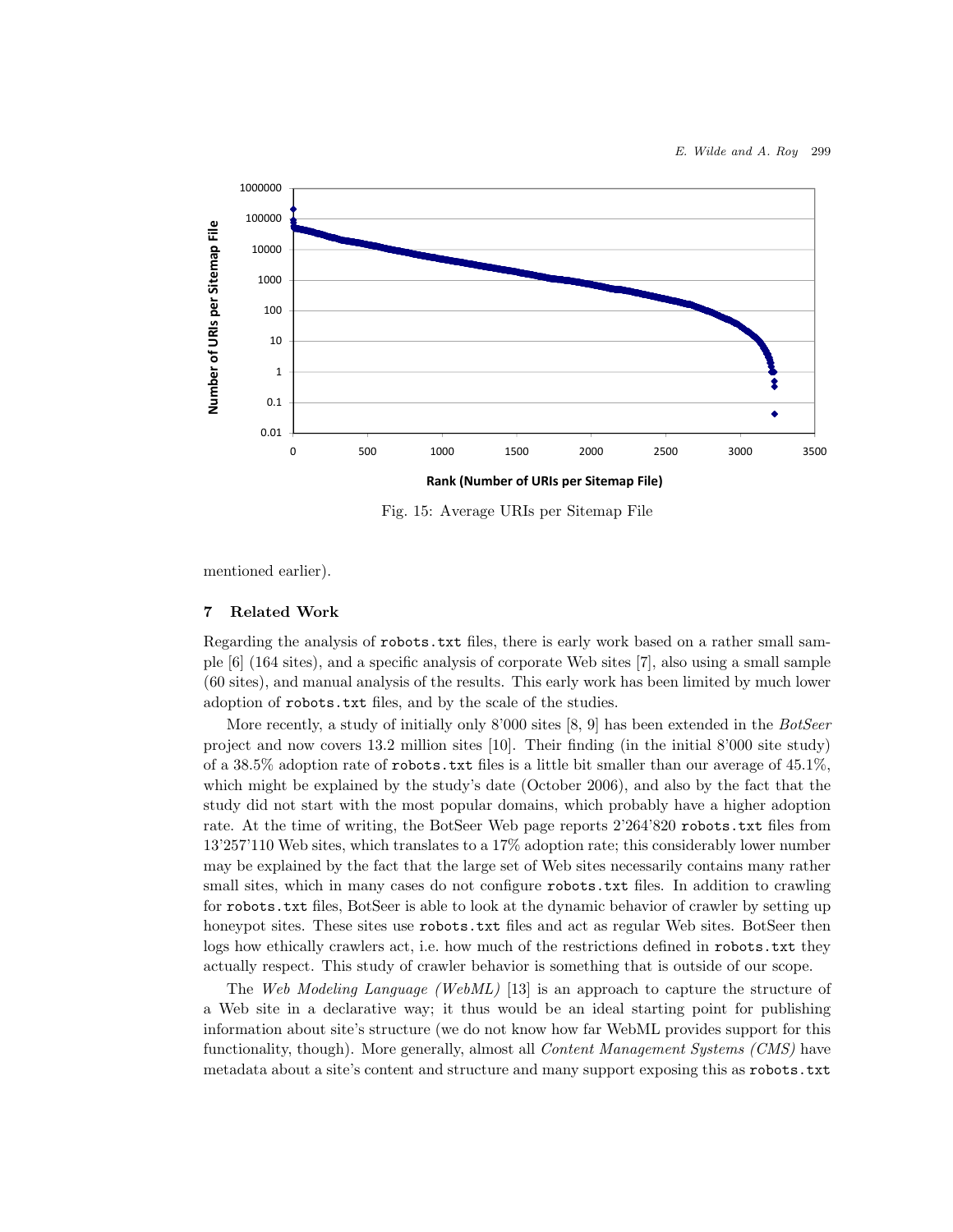Fig. 15: Average URIs per Sitemap File

mentioned earlier).

## 7 Related Work

Regarding the analysis of robots.txt files, there is early work based on a rather small sample [6] (164 sites), and a specific analysis of corporate Web sites [7], also using a small sample (60 sites), and manual analysis of the results. This early work has been limited by much lower adoption of robots.txt files, and by the scale of the studies.

More recently, a study of initially only 8'000 sites [8, 9] has been extended in the *BotSeer* project and now covers 13.2 million sites [10]. Their finding (in the initial 8'000 site study) of a 38.5% adoption rate of robots.txt files is a little bit smaller than our average of 45.1%, which might be explained by the study's date (October 2006), and also by the fact that the study did not start with the most popular domains, which probably have a higher adoption rate. At the time of writing, the BotSeer Web page reports 2'264'820 robots.txt files from 13'257'110 Web sites, which translates to a 17% adoption rate; this considerably lower number may be explained by the fact that the large set of Web sites necessarily contains many rather small sites, which in many cases do not configure robots.txt files. In addition to crawling for robots.txt files, BotSeer is able to look at the dynamic behavior of crawler by setting up honeypot sites. These sites use robots.txt files and act as regular Web sites. BotSeer then logs how ethically crawlers act, i.e. how much of the restrictions defined in robots.txt they actually respect. This study of crawler behavior is something that is outside of our scope.

The *Web Modeling Language (WebML)* [13] is an approach to capture the structure of a Web site in a declarative way; it thus would be an ideal starting point for publishing information about site's structure (we do not know how far WebML provides support for this functionality, though). More generally, almost all *Content Management Systems (CMS)* have metadata about a site's content and structure and many support exposing this as robots.txt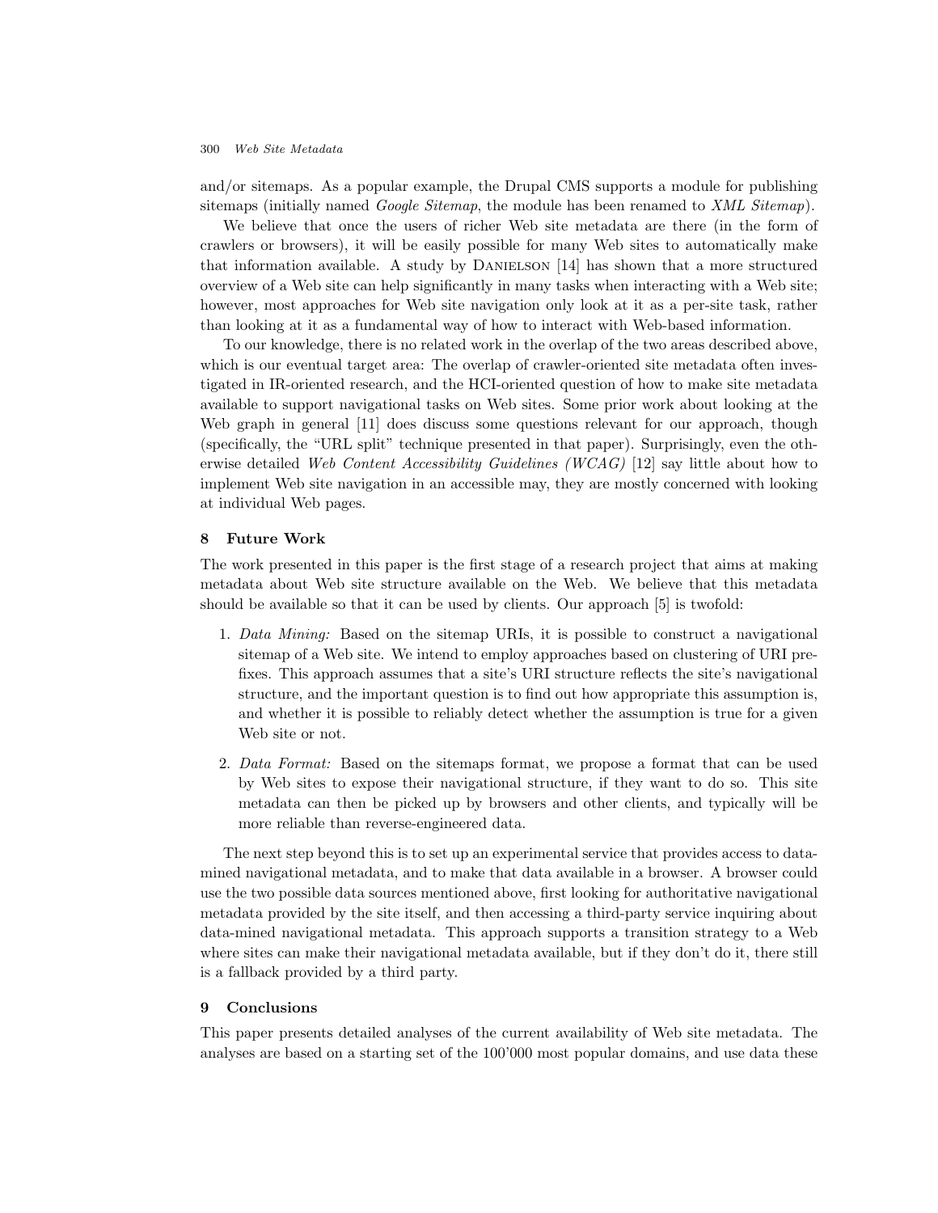and/or sitemaps. As a popular example, the Drupal CMS supports a module for publishing sitemaps (initially named *Google Sitemap*, the module has been renamed to *XML Sitemap*).

We believe that once the users of richer Web site metadata are there (in the form of crawlers or browsers), it will be easily possible for many Web sites to automatically make that information available. A study by Danielson [14] has shown that a more structured overview of a Web site can help significantly in many tasks when interacting with a Web site; however, most approaches for Web site navigation only look at it as a per-site task, rather than looking at it as a fundamental way of how to interact with Web-based information.

To our knowledge, there is no related work in the overlap of the two areas described above, which is our eventual target area: The overlap of crawler-oriented site metadata often investigated in IR-oriented research, and the HCI-oriented question of how to make site metadata available to support navigational tasks on Web sites. Some prior work about looking at the Web graph in general [11] does discuss some questions relevant for our approach, though (specifically, the "URL split" technique presented in that paper). Surprisingly, even the otherwise detailed *Web Content Accessibility Guidelines (WCAG)* [12] say little about how to implement Web site navigation in an accessible may, they are mostly concerned with looking at individual Web pages.

## 8 Future Work

The work presented in this paper is the first stage of a research project that aims at making metadata about Web site structure available on the Web. We believe that this metadata should be available so that it can be used by clients. Our approach [5] is twofold:

1. *Data Mining:* Based on the sitemap URIs, it is possible to construct a navigational sitemap of a Web site. We intend to employ approaches based on clustering of URI prefixes. This approach assumes that a site's URI structure reflects the site's navigational structure, and the important question is to find out how appropriate this assumption is, and whether it is possible to reliably detect whether the assumption is true for a given Web site or not.
2. *Data Format:* Based on the sitemaps format, we propose a format that can be used by Web sites to expose their navigational structure, if they want to do so. This site metadata can then be picked up by browsers and other clients, and typically will be more reliable than reverse-engineered data.

The next step beyond this is to set up an experimental service that provides access to data-mined navigational metadata, and to make that data available in a browser. A browser could use the two possible data sources mentioned above, first looking for authoritative navigational metadata provided by the site itself, and then accessing a third-party service inquiring about data-mined navigational metadata. This approach supports a transition strategy to a Web where sites can make their navigational metadata available, but if they don't do it, there still is a fallback provided by a third party.

## 9 Conclusions

This paper presents detailed analyses of the current availability of Web site metadata. The analyses are based on a starting set of the 100'000 most popular domains, and use data these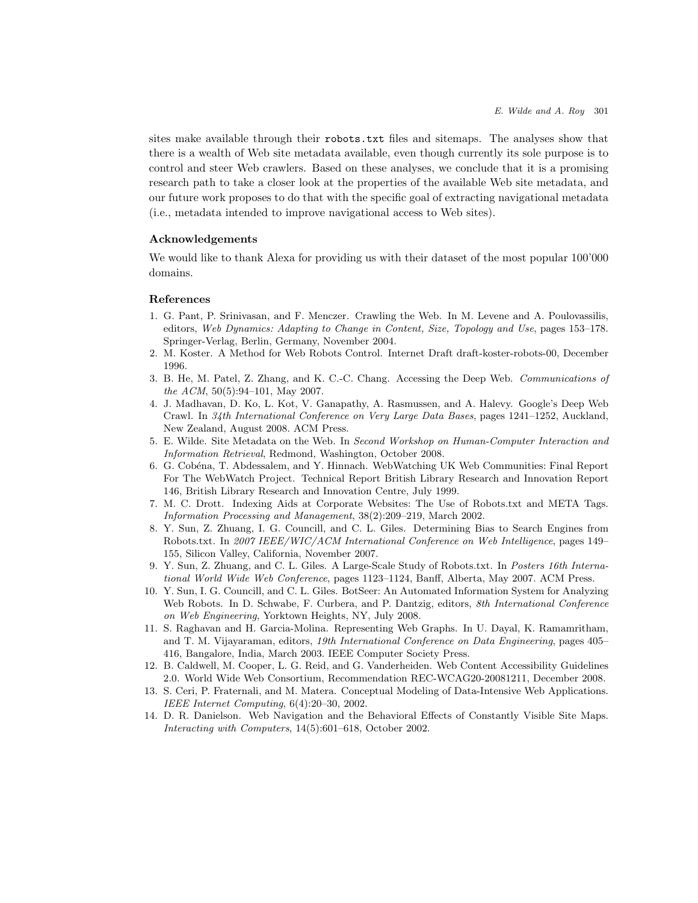sites make available through their robots.txt files and sitemaps. The analyses show that there is a wealth of Web site metadata available, even though currently its sole purpose is to control and steer Web crawlers. Based on these analyses, we conclude that it is a promising research path to take a closer look at the properties of the available Web site metadata, and our future work proposes to do that with the specific goal of extracting navigational metadata (i.e., metadata intended to improve navigational access to Web sites).

### Acknowledgements

We would like to thank Alexa for providing us with their dataset of the most popular 100'000 domains.

### References

1. G. Pant, P. Srinivasan, and F. Menczer. Crawling the Web. In M. Levene and A. Poulovassilis, editors, *Web Dynamics: Adapting to Change in Content, Size, Topology and Use*, pages 153–178. Springer-Verlag, Berlin, Germany, November 2004.
2. M. Koster. A Method for Web Robots Control. Internet Draft draft-koster-robots-00, December 1996.
3. B. He, M. Patel, Z. Zhang, and K. C.-C. Chang. Accessing the Deep Web. *Communications of the ACM*, 50(5):94–101, May 2007.
4. J. Madhavan, D. Ko, L. Kot, V. Ganapathy, A. Rasmussen, and A. Halevy. Google's Deep Web Crawl. In *34th International Conference on Very Large Data Bases*, pages 1241–1252, Auckland, New Zealand, August 2008. ACM Press.
5. E. Wilde. Site Metadata on the Web. In *Second Workshop on Human-Computer Interaction and Information Retrieval*, Redmond, Washington, October 2008.
6. G. Cobéna, T. Abdessalem, and Y. Hinnach. WebWatching UK Web Communities: Final Report For The WebWatch Project. Technical Report British Library Research and Innovation Report 146, British Library Research and Innovation Centre, July 1999.
7. M. C. Drott. Indexing Aids at Corporate Websites: The Use of Robots.txt and META Tags. *Information Processing and Management*, 38(2):209–219, March 2002.
8. Y. Sun, Z. Zhuang, I. G. Councill, and C. L. Giles. Determining Bias to Search Engines from Robots.txt. In *2007 IEEE/WIC/ACM International Conference on Web Intelligence*, pages 149–155, Silicon Valley, California, November 2007.
9. Y. Sun, Z. Zhuang, and C. L. Giles. A Large-Scale Study of Robots.txt. In *Posters 16th International World Wide Web Conference*, pages 1123–1124, Banff, Alberta, May 2007. ACM Press.
10. Y. Sun, I. G. Councill, and C. L. Giles. BotSeer: An Automated Information System for Analyzing Web Robots. In D. Schwabe, F. Curbera, and P. Dantzig, editors, *8th International Conference on Web Engineering*, Yorktown Heights, NY, July 2008.
11. S. Raghavan and H. Garcia-Molina. Representing Web Graphs. In U. Dayal, K. Ramamritham, and T. M. Vijayaraman, editors, *19th International Conference on Data Engineering*, pages 405–416, Bangalore, India, March 2003. IEEE Computer Society Press.
12. B. Caldwell, M. Cooper, L. G. Reid, and G. Vanderheiden. Web Content Accessibility Guidelines 2.0. World Wide Web Consortium, Recommendation REC-WCAG20-20081211, December 2008.
13. S. Ceri, P. Fraternali, and M. Matera. Conceptual Modeling of Data-Intensive Web Applications. *IEEE Internet Computing*, 6(4):20–30, 2002.
14. D. R. Danielson. Web Navigation and the Behavioral Effects of Constantly Visible Site Maps. *Interacting with Computers*, 14(5):601–618, October 2002.